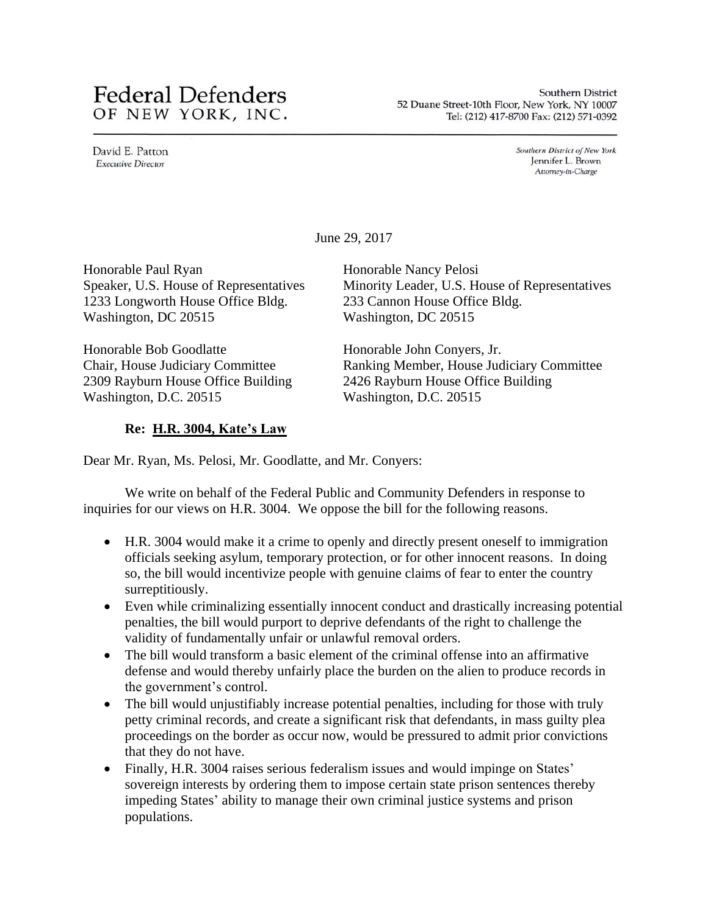# Federal Defenders
OF NEW YORK, INC.

Southern District
52 Duane Street-10th Floor, New York, NY 10007
Tel: (212) 417-8700 Fax: (212) 571-0392

David E. Patton
*Executive Director*

*Southern District of New York*
Jennifer L. Brown
*Attorney-in-Charge*

June 29, 2017

Honorable Paul Ryan
Speaker, U.S. House of Representatives
1233 Longworth House Office Bldg.
Washington, DC 20515

Honorable Nancy Pelosi
Minority Leader, U.S. House of Representatives
233 Cannon House Office Bldg.
Washington, DC 20515

Honorable Bob Goodlatte
Chair, House Judiciary Committee
2309 Rayburn House Office Building
Washington, D.C. 20515

Honorable John Conyers, Jr.
Ranking Member, House Judiciary Committee
2426 Rayburn House Office Building
Washington, D.C. 20515

**Re: <u>H.R. 3004, Kate's Law</u>**

Dear Mr. Ryan, Ms. Pelosi, Mr. Goodlatte, and Mr. Conyers:

We write on behalf of the Federal Public and Community Defenders in response to inquiries for our views on H.R. 3004. We oppose the bill for the following reasons.

- H.R. 3004 would make it a crime to openly and directly present oneself to immigration officials seeking asylum, temporary protection, or for other innocent reasons. In doing so, the bill would incentivize people with genuine claims of fear to enter the country surreptitiously.
- Even while criminalizing essentially innocent conduct and drastically increasing potential penalties, the bill would purport to deprive defendants of the right to challenge the validity of fundamentally unfair or unlawful removal orders.
- The bill would transform a basic element of the criminal offense into an affirmative defense and would thereby unfairly place the burden on the alien to produce records in the government's control.
- The bill would unjustifiably increase potential penalties, including for those with truly petty criminal records, and create a significant risk that defendants, in mass guilty plea proceedings on the border as occur now, would be pressured to admit prior convictions that they do not have.
- Finally, H.R. 3004 raises serious federalism issues and would impinge on States' sovereign interests by ordering them to impose certain state prison sentences thereby impeding States' ability to manage their own criminal justice systems and prison populations.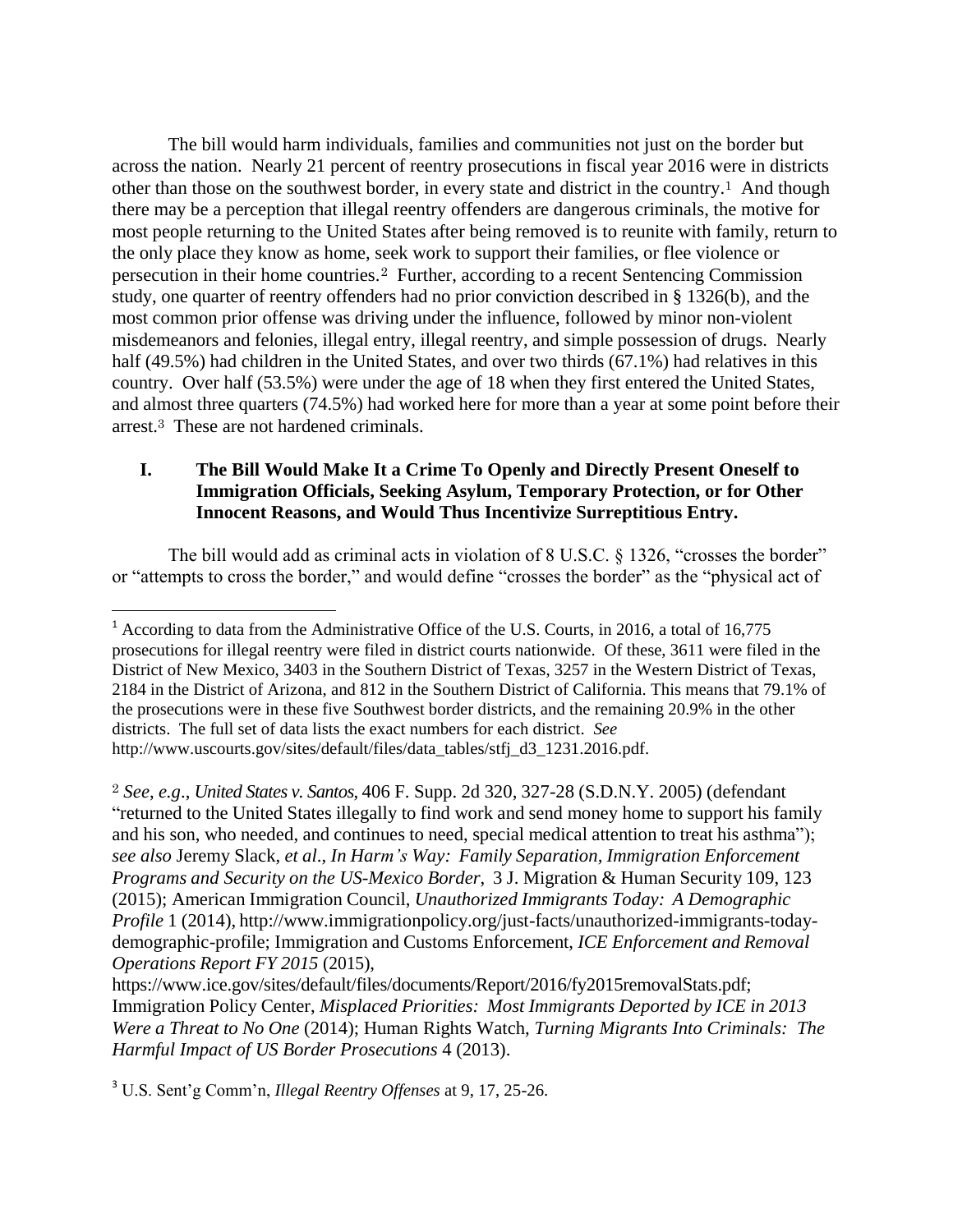The bill would harm individuals, families and communities not just on the border but across the nation. Nearly 21 percent of reentry prosecutions in fiscal year 2016 were in districts other than those on the southwest border, in every state and district in the country.[1] And though there may be a perception that illegal reentry offenders are dangerous criminals, the motive for most people returning to the United States after being removed is to reunite with family, return to the only place they know as home, seek work to support their families, or flee violence or persecution in their home countries.[2] Further, according to a recent Sentencing Commission study, one quarter of reentry offenders had no prior conviction described in § 1326(b), and the most common prior offense was driving under the influence, followed by minor non-violent misdemeanors and felonies, illegal entry, illegal reentry, and simple possession of drugs. Nearly half (49.5%) had children in the United States, and over two thirds (67.1%) had relatives in this country. Over half (53.5%) were under the age of 18 when they first entered the United States, and almost three quarters (74.5%) had worked here for more than a year at some point before their arrest.[3] These are not hardened criminals.

## I. The Bill Would Make It a Crime To Openly and Directly Present Oneself to Immigration Officials, Seeking Asylum, Temporary Protection, or for Other Innocent Reasons, and Would Thus Incentivize Surreptitious Entry.

The bill would add as criminal acts in violation of 8 U.S.C. § 1326, "crosses the border" or "attempts to cross the border," and would define "crosses the border" as the "physical act of

---

[1] According to data from the Administrative Office of the U.S. Courts, in 2016, a total of 16,775 prosecutions for illegal reentry were filed in district courts nationwide. Of these, 3611 were filed in the District of New Mexico, 3403 in the Southern District of Texas, 3257 in the Western District of Texas, 2184 in the District of Arizona, and 812 in the Southern District of California. This means that 79.1% of the prosecutions were in these five Southwest border districts, and the remaining 20.9% in the other districts. The full set of data lists the exact numbers for each district. *See* http://www.uscourts.gov/sites/default/files/data_tables/stfj_d3_1231.2016.pdf.

[2] *See*, *e.g*., *United States v. Santos*, 406 F. Supp. 2d 320, 327-28 (S.D.N.Y. 2005) (defendant "returned to the United States illegally to find work and send money home to support his family and his son, who needed, and continues to need, special medical attention to treat his asthma"); *see also* Jeremy Slack, *et al*., *In Harm's Way: Family Separation, Immigration Enforcement Programs and Security on the US-Mexico Border*, 3 J. Migration & Human Security 109, 123 (2015); American Immigration Council, *Unauthorized Immigrants Today: A Demographic Profile* 1 (2014), http://www.immigrationpolicy.org/just-facts/unauthorized-immigrants-today-demographic-profile; Immigration and Customs Enforcement, *ICE Enforcement and Removal Operations Report FY 2015* (2015), https://www.ice.gov/sites/default/files/documents/Report/2016/fy2015removalStats.pdf; Immigration Policy Center, *Misplaced Priorities: Most Immigrants Deported by ICE in 2013 Were a Threat to No One* (2014); Human Rights Watch, *Turning Migrants Into Criminals: The Harmful Impact of US Border Prosecutions* 4 (2013).

[3] U.S. Sent'g Comm'n, *Illegal Reentry Offenses* at 9, 17, 25-26.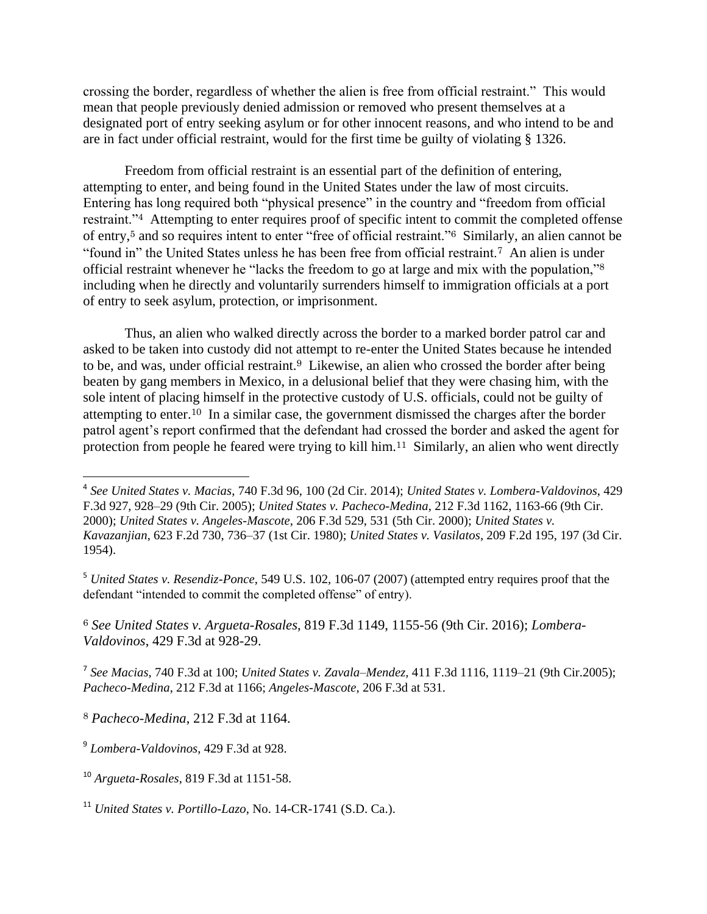crossing the border, regardless of whether the alien is free from official restraint." This would mean that people previously denied admission or removed who present themselves at a designated port of entry seeking asylum or for other innocent reasons, and who intend to be and are in fact under official restraint, would for the first time be guilty of violating § 1326.

Freedom from official restraint is an essential part of the definition of entering, attempting to enter, and being found in the United States under the law of most circuits. Entering has long required both "physical presence" in the country and "freedom from official restraint."[4] Attempting to enter requires proof of specific intent to commit the completed offense of entry,[5] and so requires intent to enter "free of official restraint."[6] Similarly, an alien cannot be "found in" the United States unless he has been free from official restraint.[7] An alien is under official restraint whenever he "lacks the freedom to go at large and mix with the population,"[8] including when he directly and voluntarily surrenders himself to immigration officials at a port of entry to seek asylum, protection, or imprisonment.

Thus, an alien who walked directly across the border to a marked border patrol car and asked to be taken into custody did not attempt to re-enter the United States because he intended to be, and was, under official restraint.[9] Likewise, an alien who crossed the border after being beaten by gang members in Mexico, in a delusional belief that they were chasing him, with the sole intent of placing himself in the protective custody of U.S. officials, could not be guilty of attempting to enter.[10] In a similar case, the government dismissed the charges after the border patrol agent's report confirmed that the defendant had crossed the border and asked the agent for protection from people he feared were trying to kill him.[11] Similarly, an alien who went directly

---

[4] *See United States v. Macias*, 740 F.3d 96, 100 (2d Cir. 2014); *United States v. Lombera-Valdovinos*, 429 F.3d 927, 928–29 (9th Cir. 2005); *United States v. Pacheco-Medina*, 212 F.3d 1162, 1163-66 (9th Cir. 2000); *United States v. Angeles-Mascote*, 206 F.3d 529, 531 (5th Cir. 2000); *United States v. Kavazanjian*, 623 F.2d 730, 736–37 (1st Cir. 1980); *United States v. Vasilatos*, 209 F.2d 195, 197 (3d Cir. 1954).

[5] *United States v. Resendiz-Ponce*, 549 U.S. 102, 106-07 (2007) (attempted entry requires proof that the defendant "intended to commit the completed offense" of entry).

[6] *See United States v. Argueta-Rosales*, 819 F.3d 1149, 1155-56 (9th Cir. 2016); *Lombera-Valdovinos*, 429 F.3d at 928-29.

[7] *See Macias*, 740 F.3d at 100; *United States v. Zavala–Mendez,* 411 F.3d 1116, 1119–21 (9th Cir.2005); *Pacheco-Medina*, 212 F.3d at 1166; *Angeles-Mascote*, 206 F.3d at 531.

[8] *Pacheco-Medina*, 212 F.3d at 1164.

[9] *Lombera-Valdovinos*, 429 F.3d at 928.

[10] *Argueta-Rosales*, 819 F.3d at 1151-58.

[11] *United States v. Portillo-Lazo*, No. 14-CR-1741 (S.D. Ca.).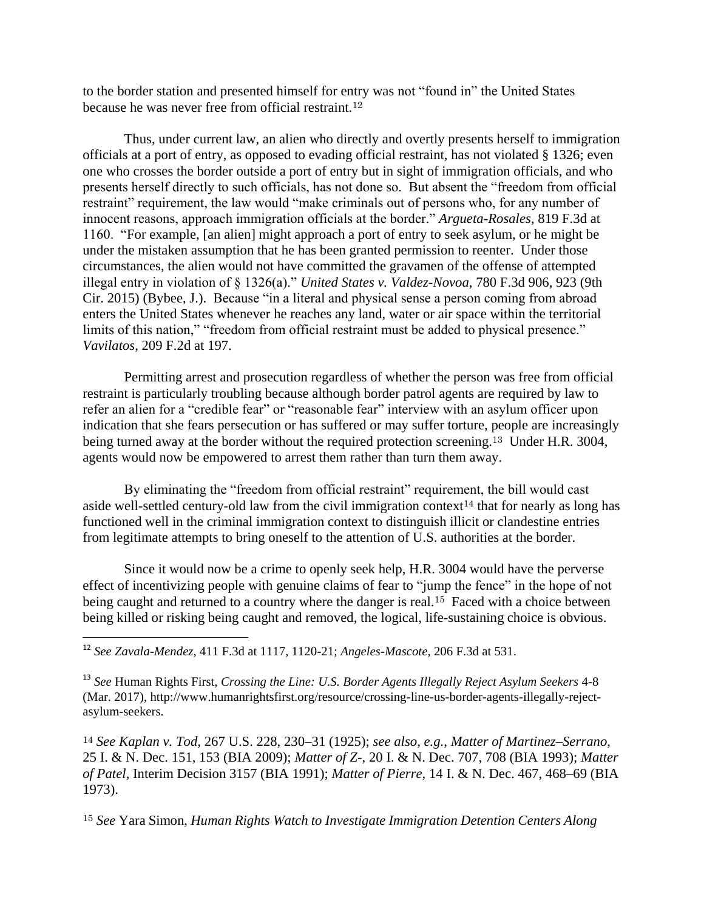to the border station and presented himself for entry was not "found in" the United States because he was never free from official restraint.[12]

Thus, under current law, an alien who directly and overtly presents herself to immigration officials at a port of entry, as opposed to evading official restraint, has not violated § 1326; even one who crosses the border outside a port of entry but in sight of immigration officials, and who presents herself directly to such officials, has not done so. But absent the "freedom from official restraint" requirement, the law would "make criminals out of persons who, for any number of innocent reasons, approach immigration officials at the border." *Argueta-Rosales*, 819 F.3d at 1160. "For example, [an alien] might approach a port of entry to seek asylum, or he might be under the mistaken assumption that he has been granted permission to reenter. Under those circumstances, the alien would not have committed the gravamen of the offense of attempted illegal entry in violation of § 1326(a)." *United States v. Valdez-Novoa*, 780 F.3d 906, 923 (9th Cir. 2015) (Bybee, J.). Because "in a literal and physical sense a person coming from abroad enters the United States whenever he reaches any land, water or air space within the territorial limits of this nation," "freedom from official restraint must be added to physical presence." *Vavilatos*, 209 F.2d at 197.

Permitting arrest and prosecution regardless of whether the person was free from official restraint is particularly troubling because although border patrol agents are required by law to refer an alien for a "credible fear" or "reasonable fear" interview with an asylum officer upon indication that she fears persecution or has suffered or may suffer torture, people are increasingly being turned away at the border without the required protection screening.[13] Under H.R. 3004, agents would now be empowered to arrest them rather than turn them away.

By eliminating the "freedom from official restraint" requirement, the bill would cast aside well-settled century-old law from the civil immigration context[14] that for nearly as long has functioned well in the criminal immigration context to distinguish illicit or clandestine entries from legitimate attempts to bring oneself to the attention of U.S. authorities at the border.

Since it would now be a crime to openly seek help, H.R. 3004 would have the perverse effect of incentivizing people with genuine claims of fear to "jump the fence" in the hope of not being caught and returned to a country where the danger is real.[15] Faced with a choice between being killed or risking being caught and removed, the logical, life-sustaining choice is obvious.

---

[12] *See Zavala-Mendez*, 411 F.3d at 1117, 1120-21; *Angeles-Mascote*, 206 F.3d at 531.

[13] *See* Human Rights First, *Crossing the Line: U.S. Border Agents Illegally Reject Asylum Seekers* 4-8 (Mar. 2017), http://www.humanrightsfirst.org/resource/crossing-line-us-border-agents-illegally-reject-asylum-seekers.

[14] *See Kaplan v. Tod*, 267 U.S. 228, 230–31 (1925); *see also*, *e.g.*, *Matter of Martinez–Serrano*, 25 I. & N. Dec. 151, 153 (BIA 2009); *Matter of Z-*, 20 I. & N. Dec. 707, 708 (BIA 1993); *Matter of Patel*, Interim Decision 3157 (BIA 1991); *Matter of Pierre*, 14 I. & N. Dec. 467, 468–69 (BIA 1973).

[15] *See* Yara Simon, *Human Rights Watch to Investigate Immigration Detention Centers Along*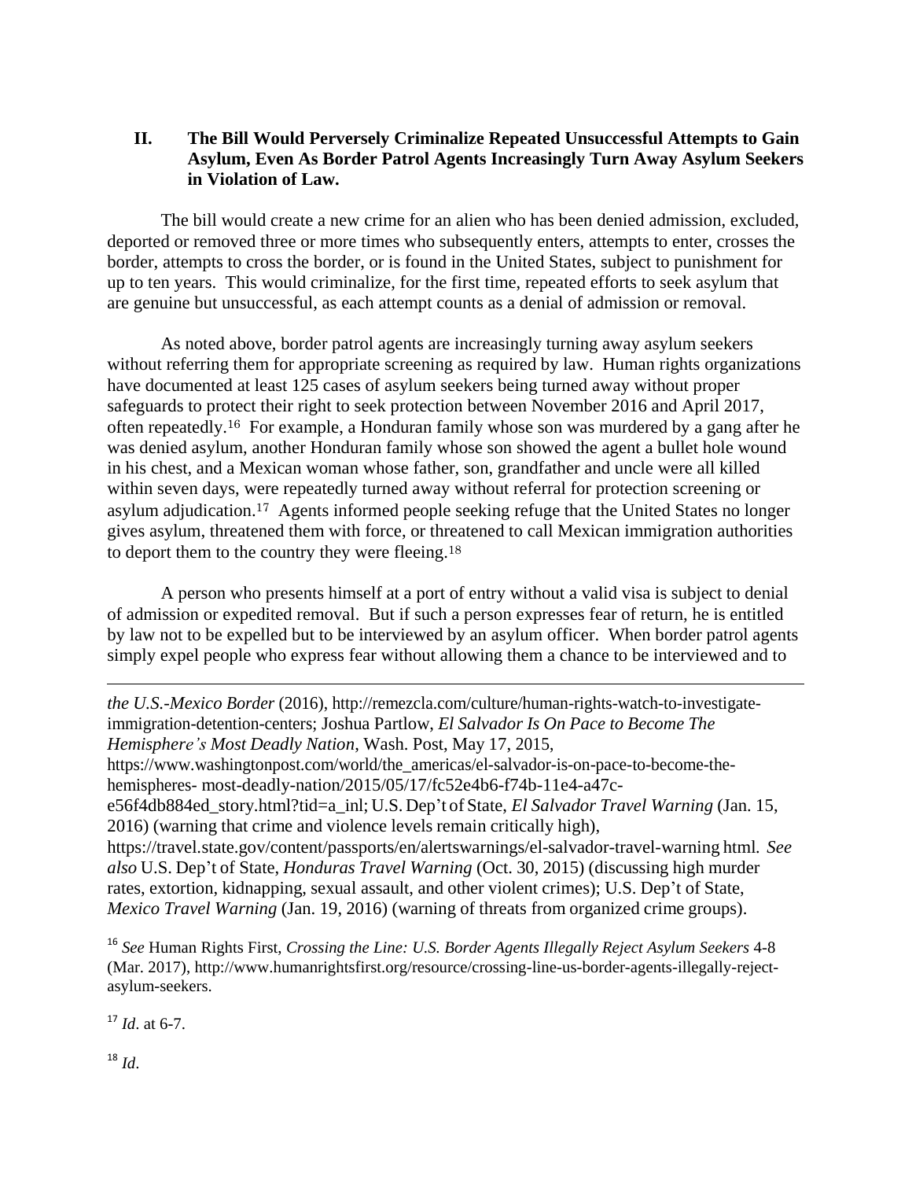## II. The Bill Would Perversely Criminalize Repeated Unsuccessful Attempts to Gain Asylum, Even As Border Patrol Agents Increasingly Turn Away Asylum Seekers in Violation of Law.

The bill would create a new crime for an alien who has been denied admission, excluded, deported or removed three or more times who subsequently enters, attempts to enter, crosses the border, attempts to cross the border, or is found in the United States, subject to punishment for up to ten years. This would criminalize, for the first time, repeated efforts to seek asylum that are genuine but unsuccessful, as each attempt counts as a denial of admission or removal.

As noted above, border patrol agents are increasingly turning away asylum seekers without referring them for appropriate screening as required by law. Human rights organizations have documented at least 125 cases of asylum seekers being turned away without proper safeguards to protect their right to seek protection between November 2016 and April 2017, often repeatedly.[16] For example, a Honduran family whose son was murdered by a gang after he was denied asylum, another Honduran family whose son showed the agent a bullet hole wound in his chest, and a Mexican woman whose father, son, grandfather and uncle were all killed within seven days, were repeatedly turned away without referral for protection screening or asylum adjudication.[17] Agents informed people seeking refuge that the United States no longer gives asylum, threatened them with force, or threatened to call Mexican immigration authorities to deport them to the country they were fleeing.[18]

A person who presents himself at a port of entry without a valid visa is subject to denial of admission or expedited removal. But if such a person expresses fear of return, he is entitled by law not to be expelled but to be interviewed by an asylum officer. When border patrol agents simply expel people who express fear without allowing them a chance to be interviewed and to

---

*the U.S.-Mexico Border* (2016), http://remezcla.com/culture/human-rights-watch-to-investigate-immigration-detention-centers; Joshua Partlow, *El Salvador Is On Pace to Become The Hemisphere's Most Deadly Nation*, Wash. Post, May 17, 2015, https://www.washingtonpost.com/world/the_americas/el-salvador-is-on-pace-to-become-the-hemispheres- most-deadly-nation/2015/05/17/fc52e4b6-f74b-11e4-a47c-e56f4db884ed_story.html?tid=a_inl; U.S. Dep't of State, *El Salvador Travel Warning* (Jan. 15, 2016) (warning that crime and violence levels remain critically high), https://travel.state.gov/content/passports/en/alertswarnings/el-salvador-travel-warning html. *See also* U.S. Dep't of State, *Honduras Travel Warning* (Oct. 30, 2015) (discussing high murder rates, extortion, kidnapping, sexual assault, and other violent crimes); U.S. Dep't of State, *Mexico Travel Warning* (Jan. 19, 2016) (warning of threats from organized crime groups).

[16] *See* Human Rights First, *Crossing the Line: U.S. Border Agents Illegally Reject Asylum Seekers* 4-8 (Mar. 2017), http://www.humanrightsfirst.org/resource/crossing-line-us-border-agents-illegally-reject-asylum-seekers.

[17] *Id*. at 6-7.

[18] *Id*.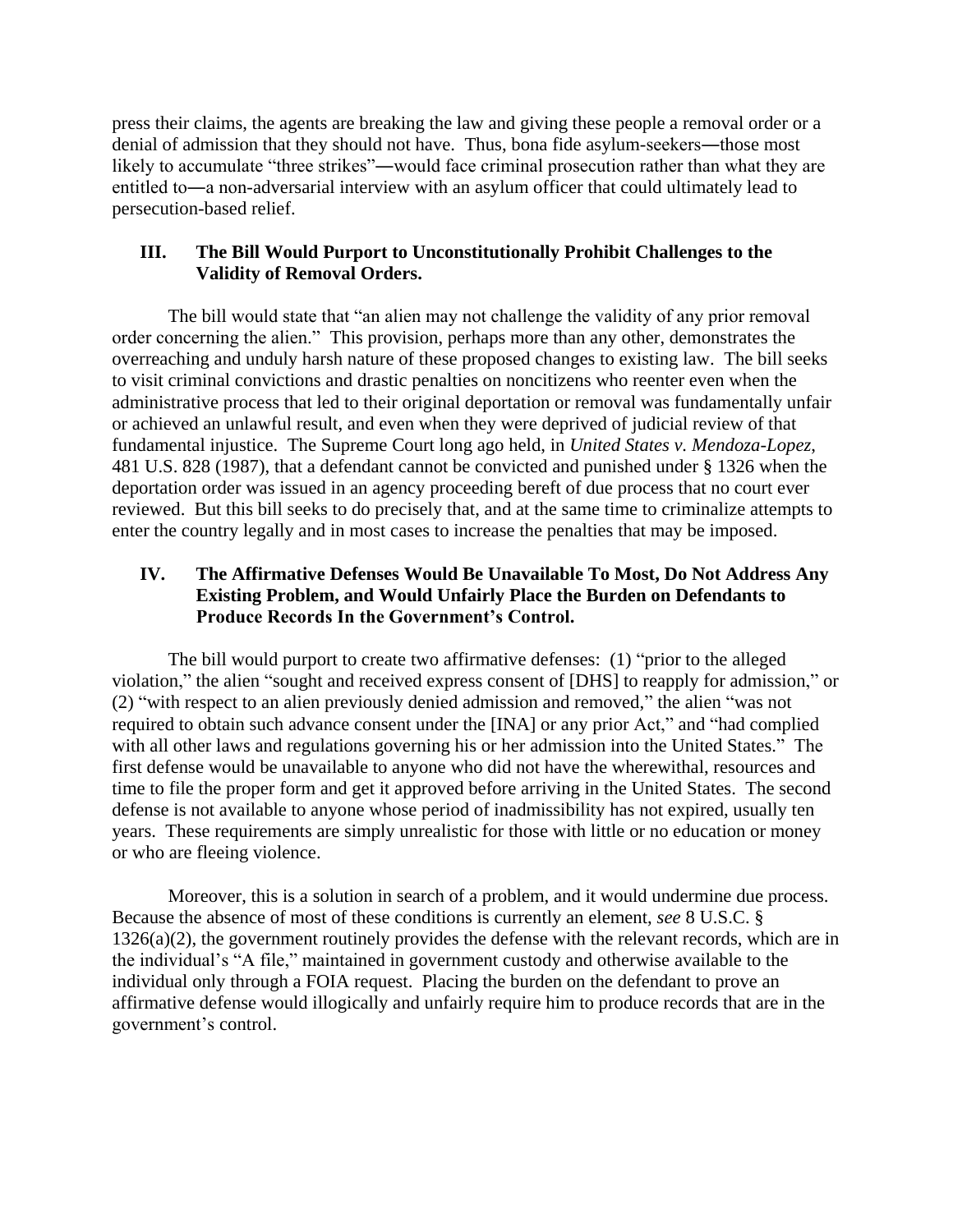press their claims, the agents are breaking the law and giving these people a removal order or a denial of admission that they should not have. Thus, bona fide asylum-seekers—those most likely to accumulate "three strikes"—would face criminal prosecution rather than what they are entitled to—a non-adversarial interview with an asylum officer that could ultimately lead to persecution-based relief.

## III. The Bill Would Purport to Unconstitutionally Prohibit Challenges to the Validity of Removal Orders.

The bill would state that "an alien may not challenge the validity of any prior removal order concerning the alien." This provision, perhaps more than any other, demonstrates the overreaching and unduly harsh nature of these proposed changes to existing law. The bill seeks to visit criminal convictions and drastic penalties on noncitizens who reenter even when the administrative process that led to their original deportation or removal was fundamentally unfair or achieved an unlawful result, and even when they were deprived of judicial review of that fundamental injustice. The Supreme Court long ago held, in *United States v. Mendoza-Lopez*, 481 U.S. 828 (1987), that a defendant cannot be convicted and punished under § 1326 when the deportation order was issued in an agency proceeding bereft of due process that no court ever reviewed. But this bill seeks to do precisely that, and at the same time to criminalize attempts to enter the country legally and in most cases to increase the penalties that may be imposed.

## IV. The Affirmative Defenses Would Be Unavailable To Most, Do Not Address Any Existing Problem, and Would Unfairly Place the Burden on Defendants to Produce Records In the Government's Control.

The bill would purport to create two affirmative defenses: (1) "prior to the alleged violation," the alien "sought and received express consent of [DHS] to reapply for admission," or (2) "with respect to an alien previously denied admission and removed," the alien "was not required to obtain such advance consent under the [INA] or any prior Act," and "had complied with all other laws and regulations governing his or her admission into the United States." The first defense would be unavailable to anyone who did not have the wherewithal, resources and time to file the proper form and get it approved before arriving in the United States. The second defense is not available to anyone whose period of inadmissibility has not expired, usually ten years. These requirements are simply unrealistic for those with little or no education or money or who are fleeing violence.

Moreover, this is a solution in search of a problem, and it would undermine due process. Because the absence of most of these conditions is currently an element, *see* 8 U.S.C. § 1326(a)(2), the government routinely provides the defense with the relevant records, which are in the individual's "A file," maintained in government custody and otherwise available to the individual only through a FOIA request. Placing the burden on the defendant to prove an affirmative defense would illogically and unfairly require him to produce records that are in the government's control.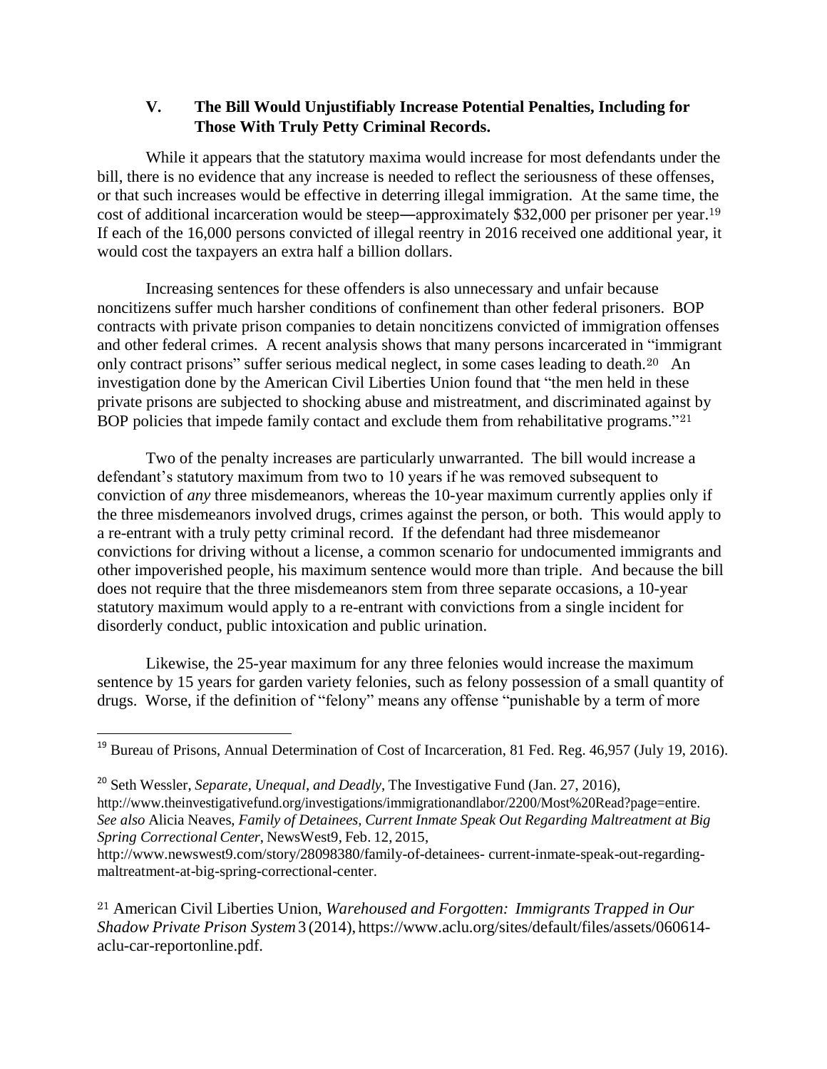## V. The Bill Would Unjustifiably Increase Potential Penalties, Including for Those With Truly Petty Criminal Records.

While it appears that the statutory maxima would increase for most defendants under the bill, there is no evidence that any increase is needed to reflect the seriousness of these offenses, or that such increases would be effective in deterring illegal immigration. At the same time, the cost of additional incarceration would be steep―approximately $32,000 per prisoner per year.[19] If each of the 16,000 persons convicted of illegal reentry in 2016 received one additional year, it would cost the taxpayers an extra half a billion dollars.

Increasing sentences for these offenders is also unnecessary and unfair because noncitizens suffer much harsher conditions of confinement than other federal prisoners. BOP contracts with private prison companies to detain noncitizens convicted of immigration offenses and other federal crimes. A recent analysis shows that many persons incarcerated in "immigrant only contract prisons" suffer serious medical neglect, in some cases leading to death.[20] An investigation done by the American Civil Liberties Union found that "the men held in these private prisons are subjected to shocking abuse and mistreatment, and discriminated against by BOP policies that impede family contact and exclude them from rehabilitative programs."[21]

Two of the penalty increases are particularly unwarranted. The bill would increase a defendant's statutory maximum from two to 10 years if he was removed subsequent to conviction of *any* three misdemeanors, whereas the 10-year maximum currently applies only if the three misdemeanors involved drugs, crimes against the person, or both. This would apply to a re-entrant with a truly petty criminal record. If the defendant had three misdemeanor convictions for driving without a license, a common scenario for undocumented immigrants and other impoverished people, his maximum sentence would more than triple. And because the bill does not require that the three misdemeanors stem from three separate occasions, a 10-year statutory maximum would apply to a re-entrant with convictions from a single incident for disorderly conduct, public intoxication and public urination.

Likewise, the 25-year maximum for any three felonies would increase the maximum sentence by 15 years for garden variety felonies, such as felony possession of a small quantity of drugs. Worse, if the definition of "felony" means any offense "punishable by a term of more

---

[19] Bureau of Prisons, Annual Determination of Cost of Incarceration, 81 Fed. Reg. 46,957 (July 19, 2016).

[20] Seth Wessler, *Separate, Unequal, and Deadly*, The Investigative Fund (Jan. 27, 2016), http://www.theinvestigativefund.org/investigations/immigrationandlabor/2200/Most%20Read?page=entire. *See also* Alicia Neaves, *Family of Detainees, Current Inmate Speak Out Regarding Maltreatment at Big Spring Correctional Center*, NewsWest9, Feb. 12, 2015, http://www.newswest9.com/story/28098380/family-of-detainees- current-inmate-speak-out-regarding-maltreatment-at-big-spring-correctional-center.

[21] American Civil Liberties Union, *Warehoused and Forgotten: Immigrants Trapped in Our Shadow Private Prison System* 3 (2014), https://www.aclu.org/sites/default/files/assets/060614-aclu-car-reportonline.pdf.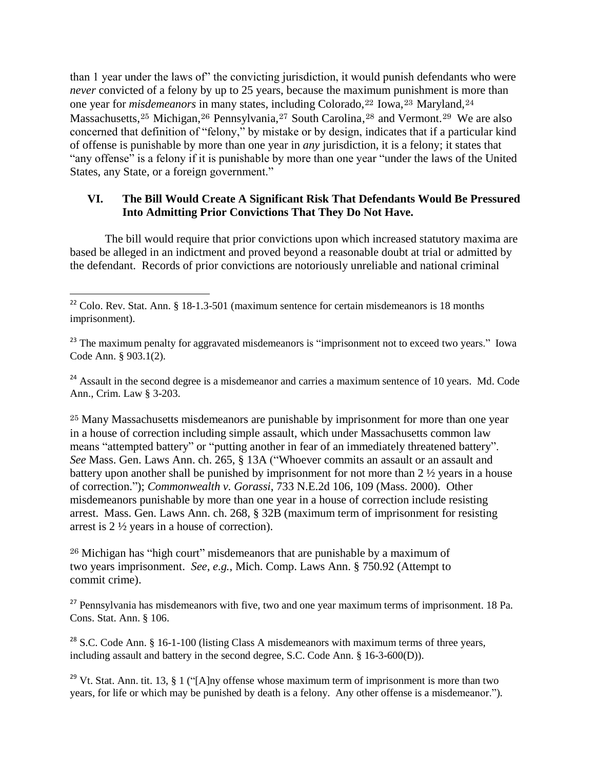than 1 year under the laws of" the convicting jurisdiction, it would punish defendants who were *never* convicted of a felony by up to 25 years, because the maximum punishment is more than one year for *misdemeanors* in many states, including Colorado,[22] Iowa,[23] Maryland,[24] Massachusetts,[25] Michigan,[26] Pennsylvania,[27] South Carolina,[28] and Vermont.[29] We are also concerned that definition of "felony," by mistake or by design, indicates that if a particular kind of offense is punishable by more than one year in *any* jurisdiction, it is a felony; it states that "any offense" is a felony if it is punishable by more than one year "under the laws of the United States, any State, or a foreign government."

## VI. The Bill Would Create A Significant Risk That Defendants Would Be Pressured Into Admitting Prior Convictions That They Do Not Have.

The bill would require that prior convictions upon which increased statutory maxima are based be alleged in an indictment and proved beyond a reasonable doubt at trial or admitted by the defendant. Records of prior convictions are notoriously unreliable and national criminal

---

[22] Colo. Rev. Stat. Ann. § 18-1.3-501 (maximum sentence for certain misdemeanors is 18 months imprisonment).

[23] The maximum penalty for aggravated misdemeanors is "imprisonment not to exceed two years." Iowa Code Ann. § 903.1(2).

[24] Assault in the second degree is a misdemeanor and carries a maximum sentence of 10 years. Md. Code Ann., Crim. Law § 3-203.

[25] Many Massachusetts misdemeanors are punishable by imprisonment for more than one year in a house of correction including simple assault, which under Massachusetts common law means "attempted battery" or "putting another in fear of an immediately threatened battery". *See* Mass. Gen. Laws Ann. ch. 265, § 13A ("Whoever commits an assault or an assault and battery upon another shall be punished by imprisonment for not more than 2 ½ years in a house of correction."); *Commonwealth v. Gorassi*, 733 N.E.2d 106, 109 (Mass. 2000). Other misdemeanors punishable by more than one year in a house of correction include resisting arrest. Mass. Gen. Laws Ann. ch. 268, § 32B (maximum term of imprisonment for resisting arrest is 2 ½ years in a house of correction).

[26] Michigan has "high court" misdemeanors that are punishable by a maximum of two years imprisonment. *See, e.g.*, Mich. Comp. Laws Ann. § 750.92 (Attempt to commit crime).

[27] Pennsylvania has misdemeanors with five, two and one year maximum terms of imprisonment. 18 Pa. Cons. Stat. Ann. § 106.

[28] S.C. Code Ann. § 16-1-100 (listing Class A misdemeanors with maximum terms of three years, including assault and battery in the second degree, S.C. Code Ann. § 16-3-600(D)).

[29] Vt. Stat. Ann. tit. 13, § 1 ("[A]ny offense whose maximum term of imprisonment is more than two years, for life or which may be punished by death is a felony. Any other offense is a misdemeanor.").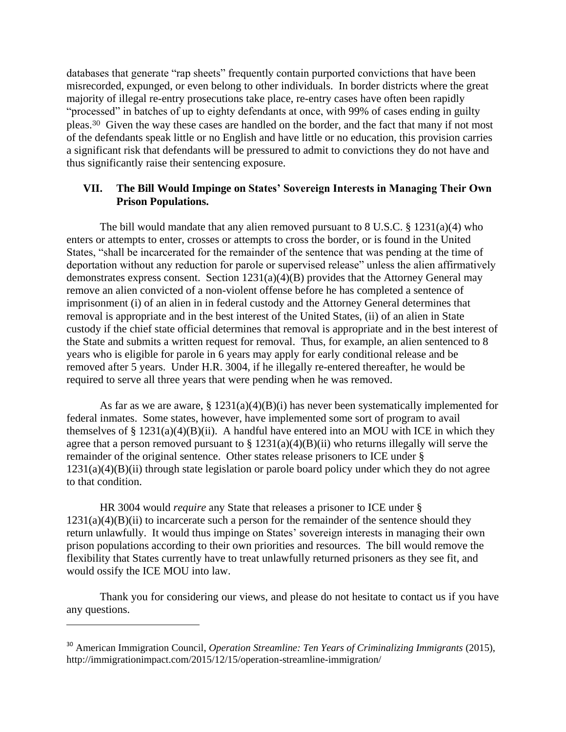databases that generate "rap sheets" frequently contain purported convictions that have been misrecorded, expunged, or even belong to other individuals. In border districts where the great majority of illegal re-entry prosecutions take place, re-entry cases have often been rapidly "processed" in batches of up to eighty defendants at once, with 99% of cases ending in guilty pleas.[30] Given the way these cases are handled on the border, and the fact that many if not most of the defendants speak little or no English and have little or no education, this provision carries a significant risk that defendants will be pressured to admit to convictions they do not have and thus significantly raise their sentencing exposure.

## VII. The Bill Would Impinge on States' Sovereign Interests in Managing Their Own Prison Populations.

The bill would mandate that any alien removed pursuant to 8 U.S.C. § 1231(a)(4) who enters or attempts to enter, crosses or attempts to cross the border, or is found in the United States, "shall be incarcerated for the remainder of the sentence that was pending at the time of deportation without any reduction for parole or supervised release" unless the alien affirmatively demonstrates express consent. Section 1231(a)(4)(B) provides that the Attorney General may remove an alien convicted of a non-violent offense before he has completed a sentence of imprisonment (i) of an alien in in federal custody and the Attorney General determines that removal is appropriate and in the best interest of the United States, (ii) of an alien in State custody if the chief state official determines that removal is appropriate and in the best interest of the State and submits a written request for removal. Thus, for example, an alien sentenced to 8 years who is eligible for parole in 6 years may apply for early conditional release and be removed after 5 years. Under H.R. 3004, if he illegally re-entered thereafter, he would be required to serve all three years that were pending when he was removed.

As far as we are aware, § 1231(a)(4)(B)(i) has never been systematically implemented for federal inmates. Some states, however, have implemented some sort of program to avail themselves of § 1231(a)(4)(B)(ii). A handful have entered into an MOU with ICE in which they agree that a person removed pursuant to § 1231(a)(4)(B)(ii) who returns illegally will serve the remainder of the original sentence. Other states release prisoners to ICE under § 1231(a)(4)(B)(ii) through state legislation or parole board policy under which they do not agree to that condition.

HR 3004 would *require* any State that releases a prisoner to ICE under § 1231(a)(4)(B)(ii) to incarcerate such a person for the remainder of the sentence should they return unlawfully. It would thus impinge on States' sovereign interests in managing their own prison populations according to their own priorities and resources. The bill would remove the flexibility that States currently have to treat unlawfully returned prisoners as they see fit, and would ossify the ICE MOU into law.

Thank you for considering our views, and please do not hesitate to contact us if you have any questions.

---

[30] American Immigration Council, *Operation Streamline: Ten Years of Criminalizing Immigrants* (2015), http://immigrationimpact.com/2015/12/15/operation-streamline-immigration/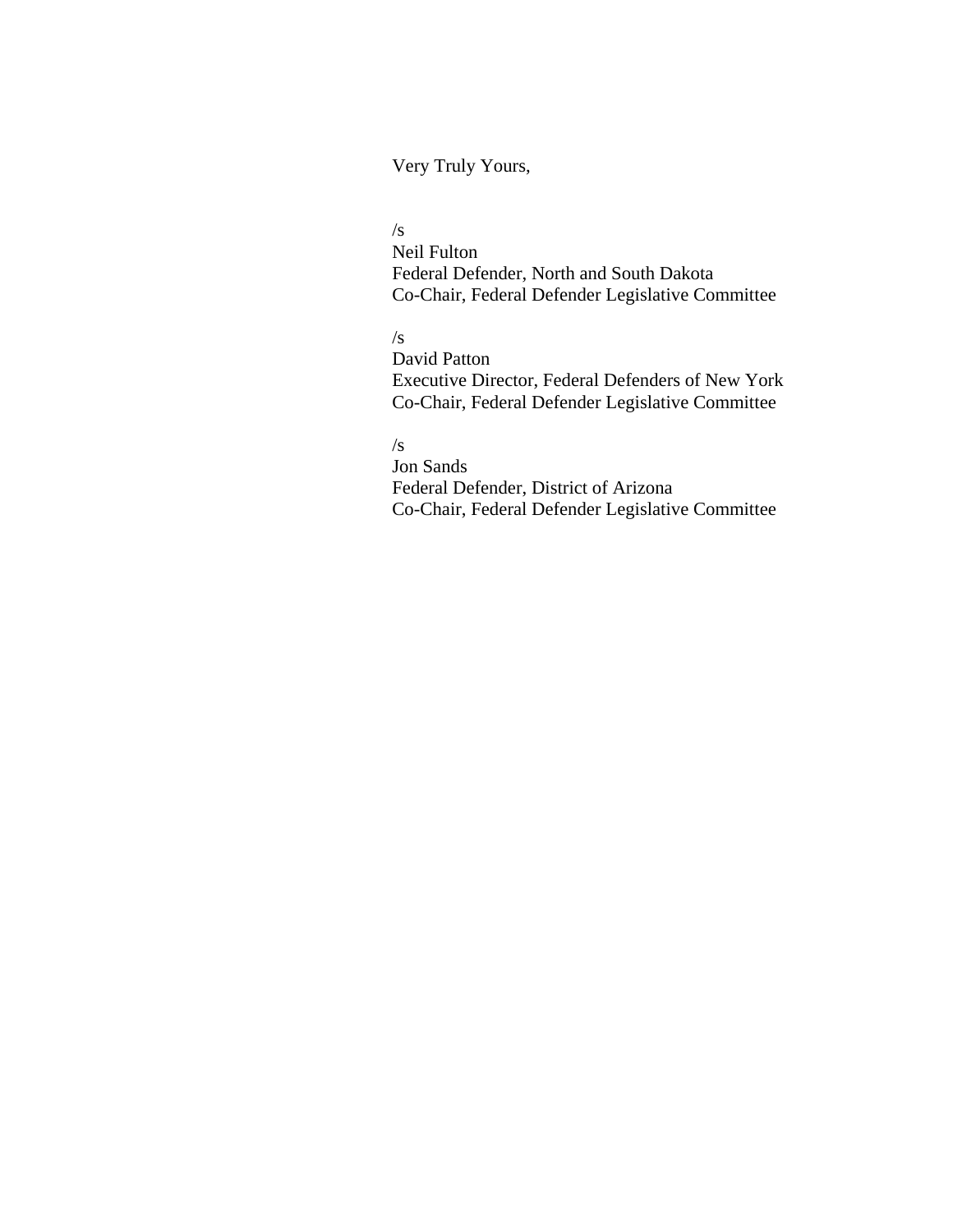Very Truly Yours,

/s
Neil Fulton
Federal Defender, North and South Dakota
Co-Chair, Federal Defender Legislative Committee

/s
David Patton
Executive Director, Federal Defenders of New York
Co-Chair, Federal Defender Legislative Committee

/s
Jon Sands
Federal Defender, District of Arizona
Co-Chair, Federal Defender Legislative Committee